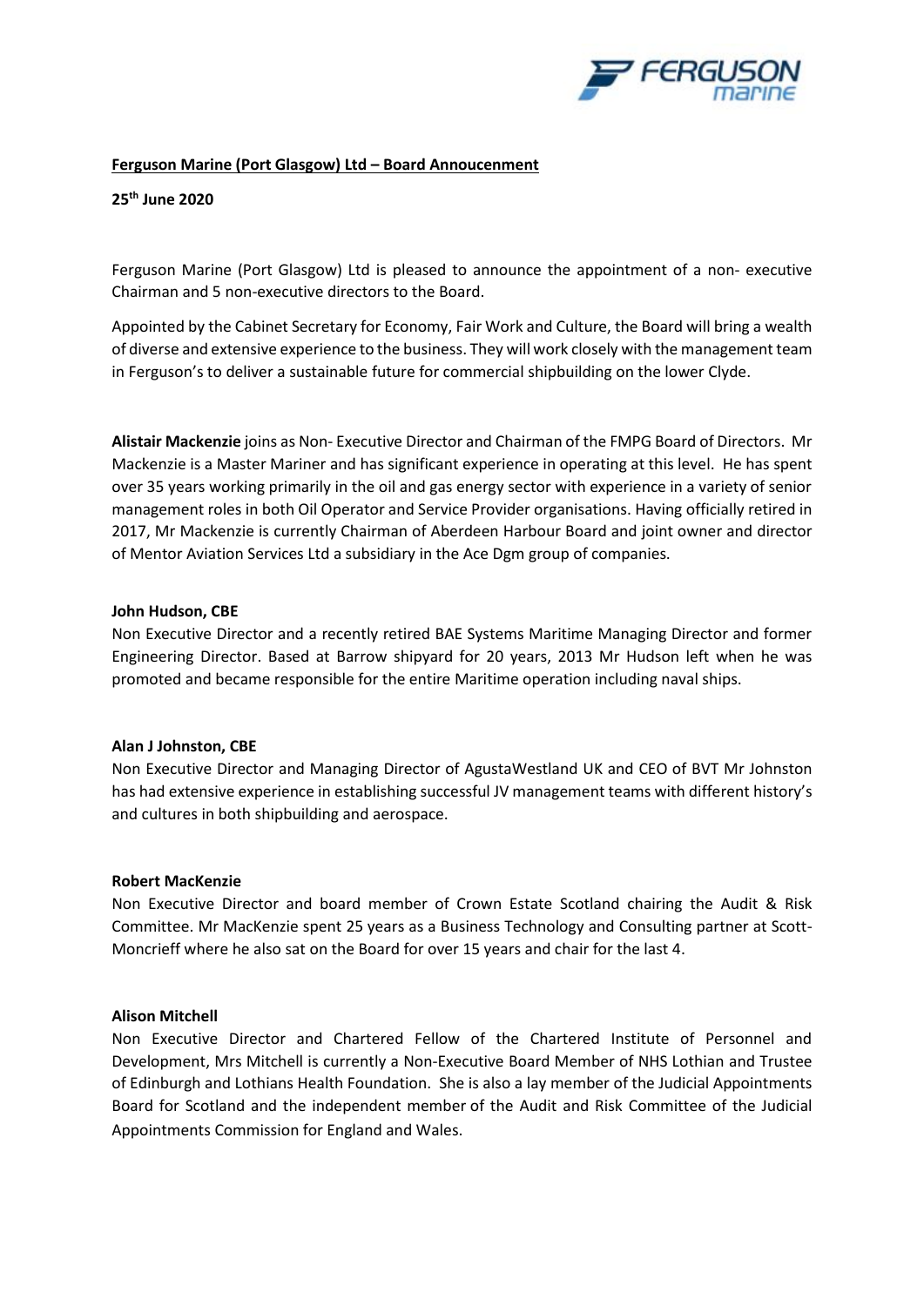**Ferguson Marine (Port Glasgow) Ltd – Board Annoucenment**

**25th June 2020**

Ferguson Marine (Port Glasgow) Ltd is pleased to announce the appointment of a non- executive Chairman and 5 non-executive directors to the Board.

Appointed by the Cabinet Secretary for Economy, Fair Work and Culture, the Board will bring a wealth of diverse and extensive experience to the business. They will work closely with the management team in Ferguson's to deliver a sustainable future for commercial shipbuilding on the lower Clyde.

**Alistair Mackenzie** joins as Non- Executive Director and Chairman of the FMPG Board of Directors. Mr Mackenzie is a Master Mariner and has significant experience in operating at this level. He has spent over 35 years working primarily in the oil and gas energy sector with experience in a variety of senior management roles in both Oil Operator and Service Provider organisations. Having officially retired in 2017, Mr Mackenzie is currently Chairman of Aberdeen Harbour Board and joint owner and director of Mentor Aviation Services Ltd a subsidiary in the Ace Dgm group of companies.

**John Hudson, CBE**
Non Executive Director and a recently retired BAE Systems Maritime Managing Director and former Engineering Director. Based at Barrow shipyard for 20 years, 2013 Mr Hudson left when he was promoted and became responsible for the entire Maritime operation including naval ships.

**Alan J Johnston, CBE**
Non Executive Director and Managing Director of AgustaWestland UK and CEO of BVT Mr Johnston has had extensive experience in establishing successful JV management teams with different history's and cultures in both shipbuilding and aerospace.

**Robert MacKenzie**
Non Executive Director and board member of Crown Estate Scotland chairing the Audit & Risk Committee. Mr MacKenzie spent 25 years as a Business Technology and Consulting partner at Scott-Moncrieff where he also sat on the Board for over 15 years and chair for the last 4.

**Alison Mitchell**
Non Executive Director and Chartered Fellow of the Chartered Institute of Personnel and Development, Mrs Mitchell is currently a Non-Executive Board Member of NHS Lothian and Trustee of Edinburgh and Lothians Health Foundation. She is also a lay member of the Judicial Appointments Board for Scotland and the independent member of the Audit and Risk Committee of the Judicial Appointments Commission for England and Wales.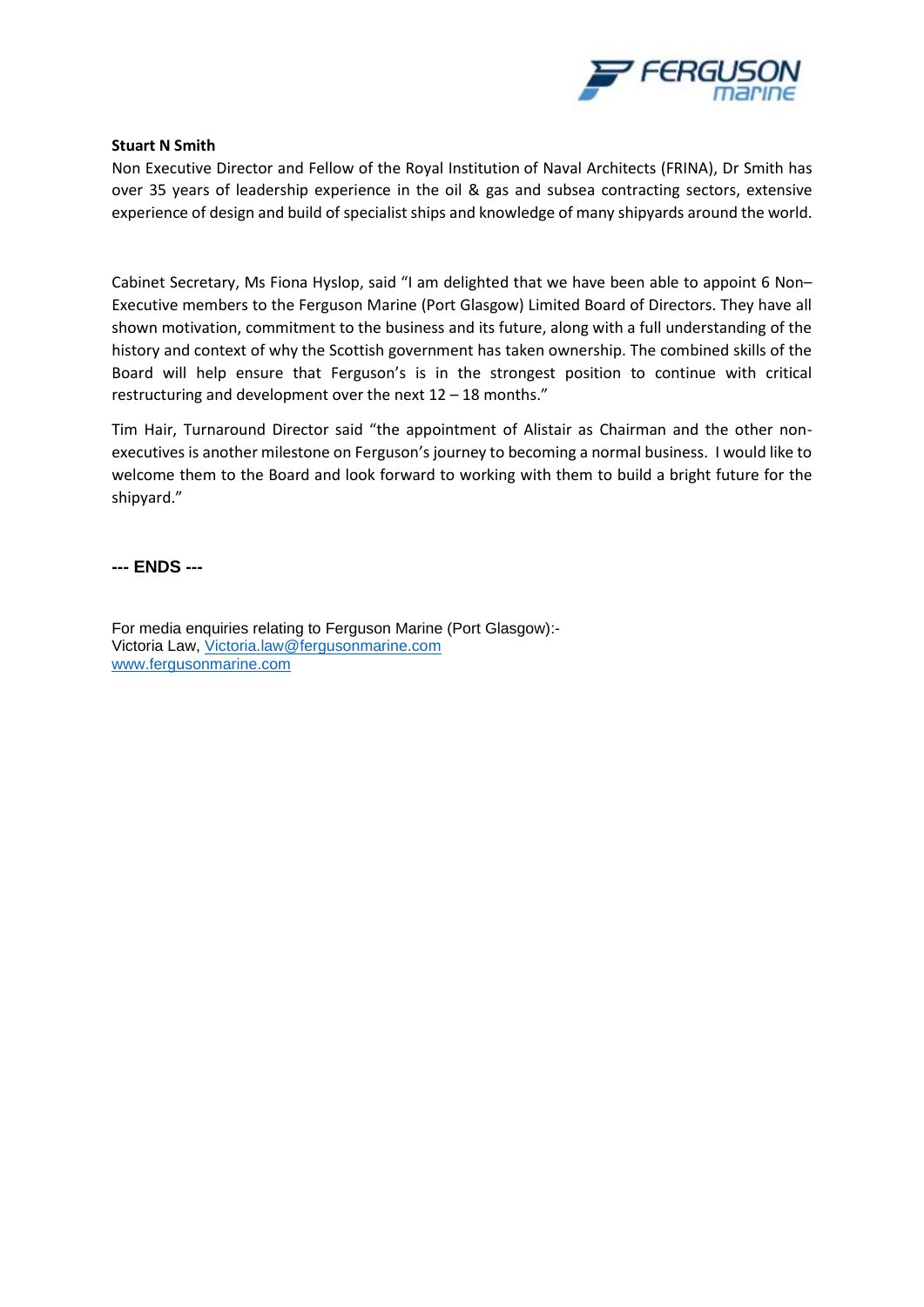**Stuart N Smith**

Non Executive Director and Fellow of the Royal Institution of Naval Architects (FRINA), Dr Smith has over 35 years of leadership experience in the oil & gas and subsea contracting sectors, extensive experience of design and build of specialist ships and knowledge of many shipyards around the world.

Cabinet Secretary, Ms Fiona Hyslop, said "I am delighted that we have been able to appoint 6 Non–Executive members to the Ferguson Marine (Port Glasgow) Limited Board of Directors. They have all shown motivation, commitment to the business and its future, along with a full understanding of the history and context of why the Scottish government has taken ownership. The combined skills of the Board will help ensure that Ferguson's is in the strongest position to continue with critical restructuring and development over the next 12 – 18 months."

Tim Hair, Turnaround Director said "the appointment of Alistair as Chairman and the other non-executives is another milestone on Ferguson's journey to becoming a normal business. I would like to welcome them to the Board and look forward to working with them to build a bright future for the shipyard."

**--- ENDS ---**

For media enquiries relating to Ferguson Marine (Port Glasgow):-
Victoria Law, Victoria.law@fergusonmarine.com
www.fergusonmarine.com